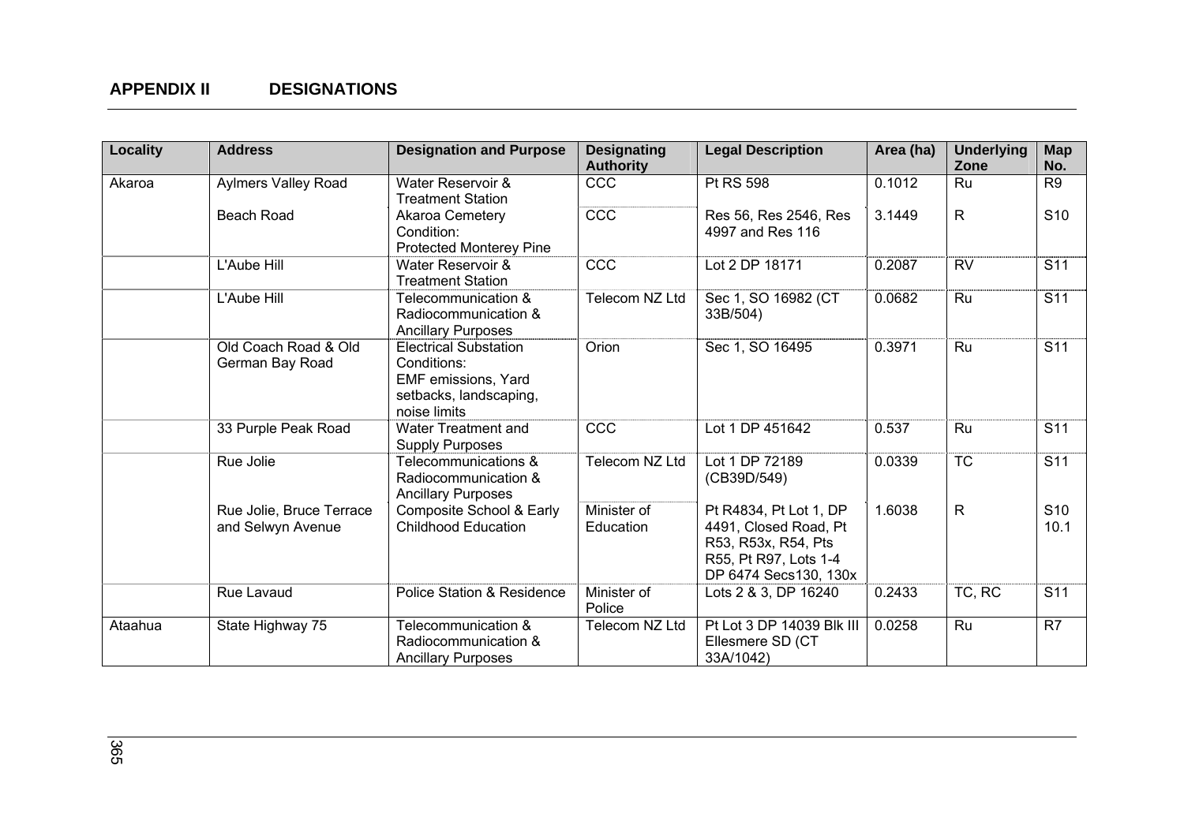## APPENDIX II DESIGNATIONS

| Locality | Address | Designation and Purpose | Designating Authority | Legal Description | Area (ha) | Underlying Zone | Map No. |
|---|---|---|---|---|---|---|---|
| Akaroa | Aylmers Valley Road | Water Reservoir & Treatment Station | CCC | Pt RS 598 | 0.1012 | Ru | R9 |
| | Beach Road | Akaroa Cemetery Condition: Protected Monterey Pine | CCC | Res 56, Res 2546, Res 4997 and Res 116 | 3.1449 | R | S10 |
| | L'Aube Hill | Water Reservoir & Treatment Station | CCC | Lot 2 DP 18171 | 0.2087 | RV | S11 |
| | L'Aube Hill | Telecommunication & Radiocommunication & Ancillary Purposes | Telecom NZ Ltd | Sec 1, SO 16982 (CT 33B/504) | 0.0682 | Ru | S11 |
| | Old Coach Road & Old German Bay Road | Electrical Substation Conditions: EMF emissions, Yard setbacks, landscaping, noise limits | Orion | Sec 1, SO 16495 | 0.3971 | Ru | S11 |
| | 33 Purple Peak Road | Water Treatment and Supply Purposes | CCC | Lot 1 DP 451642 | 0.537 | Ru | S11 |
| | Rue Jolie | Telecommunications & Radiocommunication & Ancillary Purposes | Telecom NZ Ltd | Lot 1 DP 72189 (CB39D/549) | 0.0339 | TC | S11 |
| | Rue Jolie, Bruce Terrace and Selwyn Avenue | Composite School & Early Childhood Education | Minister of Education | Pt R4834, Pt Lot 1, DP 4491, Closed Road, Pt R53, R53x, R54, Pts R55, Pt R97, Lots 1-4 DP 6474 Secs130, 130x | 1.6038 | R | S10 10.1 |
| | Rue Lavaud | Police Station & Residence | Minister of Police | Lots 2 & 3, DP 16240 | 0.2433 | TC, RC | S11 |
| Ataahua | State Highway 75 | Telecommunication & Radiocommunication & Ancillary Purposes | Telecom NZ Ltd | Pt Lot 3 DP 14039 Blk III Ellesmere SD (CT 33A/1042) | 0.0258 | Ru | R7 |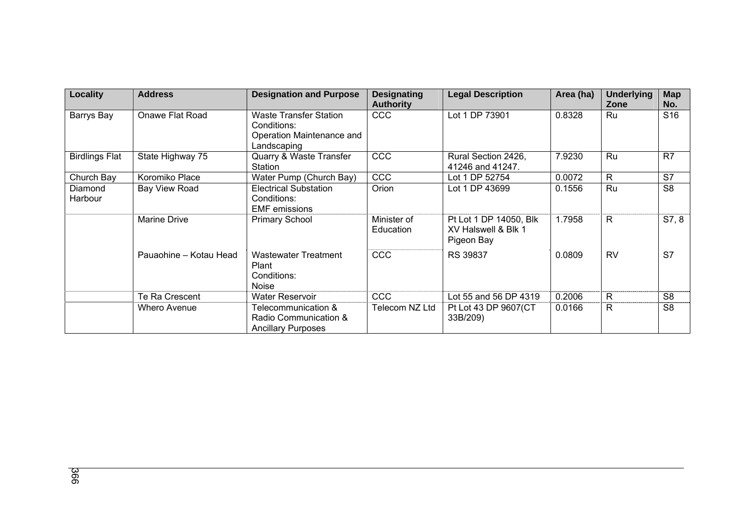| Locality | Address | Designation and Purpose | Designating Authority | Legal Description | Area (ha) | Underlying Zone | Map No. |
|---|---|---|---|---|---|---|---|
| Barrys Bay | Onawe Flat Road | Waste Transfer Station Conditions: Operation Maintenance and Landscaping | CCC | Lot 1 DP 73901 | 0.8328 | Ru | S16 |
| Birdlings Flat | State Highway 75 | Quarry & Waste Transfer Station | CCC | Rural Section 2426, 41246 and 41247. | 7.9230 | Ru | R7 |
| Church Bay | Koromiko Place | Water Pump (Church Bay) | CCC | Lot 1 DP 52754 | 0.0072 | R | S7 |
| Diamond Harbour | Bay View Road | Electrical Substation Conditions: EMF emissions | Orion | Lot 1 DP 43699 | 0.1556 | Ru | S8 |
| | Marine Drive | Primary School | Minister of Education | Pt Lot 1 DP 14050, Blk XV Halswell & Blk 1 Pigeon Bay | 1.7958 | R | S7, 8 |
| | Pauaohine – Kotau Head | Wastewater Treatment Plant Conditions: Noise | CCC | RS 39837 | 0.0809 | RV | S7 |
| | Te Ra Crescent | Water Reservoir | CCC | Lot 55 and 56 DP 4319 | 0.2006 | R | S8 |
| | Whero Avenue | Telecommunication & Radio Communication & Ancillary Purposes | Telecom NZ Ltd | Pt Lot 43 DP 9607(CT 33B/209) | 0.0166 | R | S8 |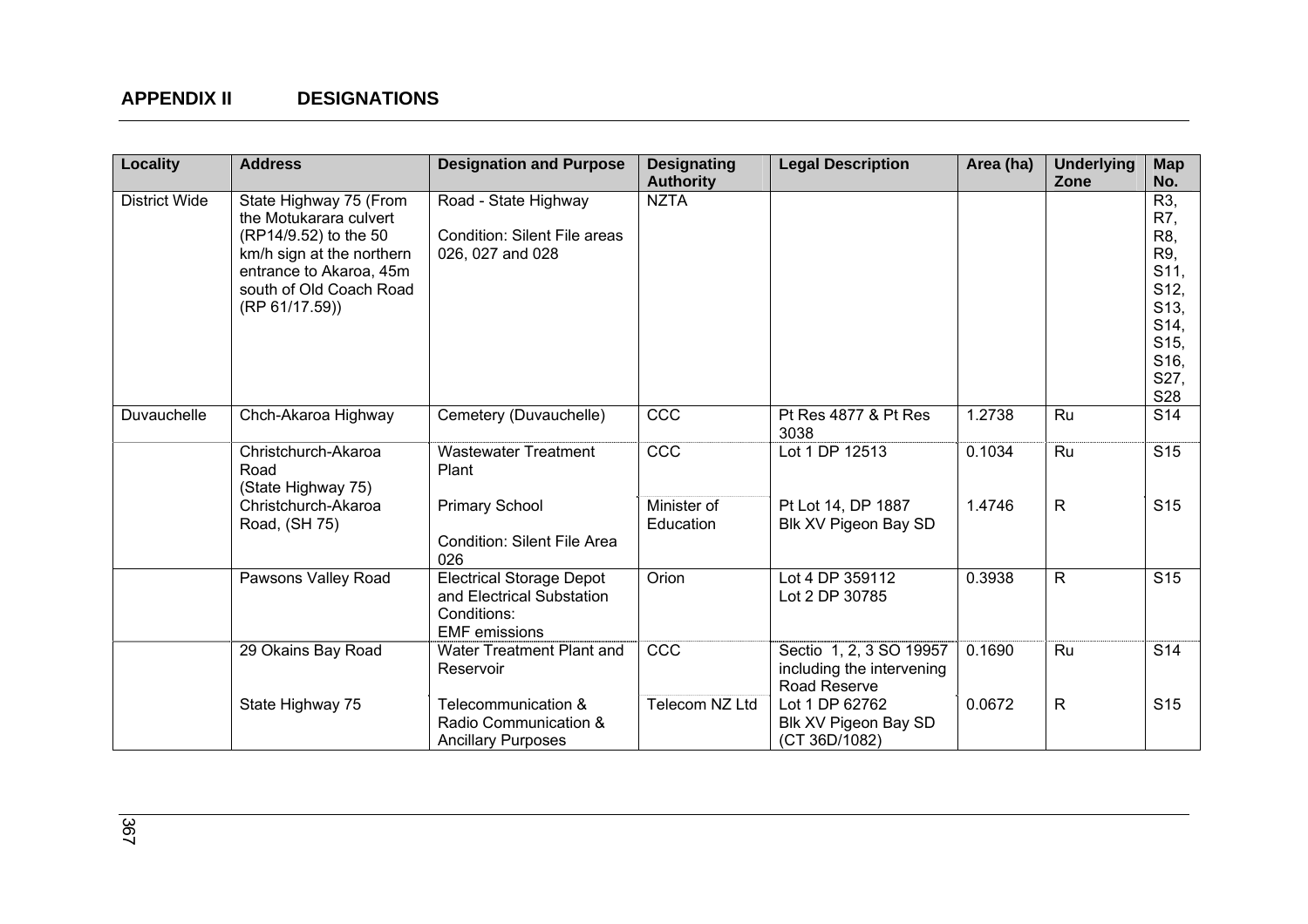## APPENDIX II DESIGNATIONS

| Locality | Address | Designation and Purpose | Designating Authority | Legal Description | Area (ha) | Underlying Zone | Map No. |
|---|---|---|---|---|---|---|---|
| District Wide | State Highway 75 (From the Motukarara culvert (RP14/9.52) to the 50 km/h sign at the northern entrance to Akaroa, 45m south of Old Coach Road (RP 61/17.59)) | Road - State Highway<br><br>Condition: Silent File areas 026, 027 and 028 | NZTA | | | | R3, R7, R8, R9, S11, S12, S13, S14, S15, S16, S27, S28 |
| Duvauchelle | Chch-Akaroa Highway | Cemetery (Duvauchelle) | CCC | Pt Res 4877 & Pt Res 3038 | 1.2738 | Ru | S14 |
| | Christchurch-Akaroa Road (State Highway 75) | Wastewater Treatment Plant | CCC | Lot 1 DP 12513 | 0.1034 | Ru | S15 |
| | Christchurch-Akaroa Road, (SH 75) | Primary School<br><br>Condition: Silent File Area 026 | Minister of Education | Pt Lot 14, DP 1887 Blk XV Pigeon Bay SD | 1.4746 | R | S15 |
| | Pawsons Valley Road | Electrical Storage Depot and Electrical Substation Conditions: EMF emissions | Orion | Lot 4 DP 359112 Lot 2 DP 30785 | 0.3938 | R | S15 |
| | 29 Okains Bay Road | Water Treatment Plant and Reservoir | CCC | Sectio 1, 2, 3 SO 19957 including the intervening Road Reserve | 0.1690 | Ru | S14 |
| | State Highway 75 | Telecommunication & Radio Communication & Ancillary Purposes | Telecom NZ Ltd | Lot 1 DP 62762 Blk XV Pigeon Bay SD (CT 36D/1082) | 0.0672 | R | S15 |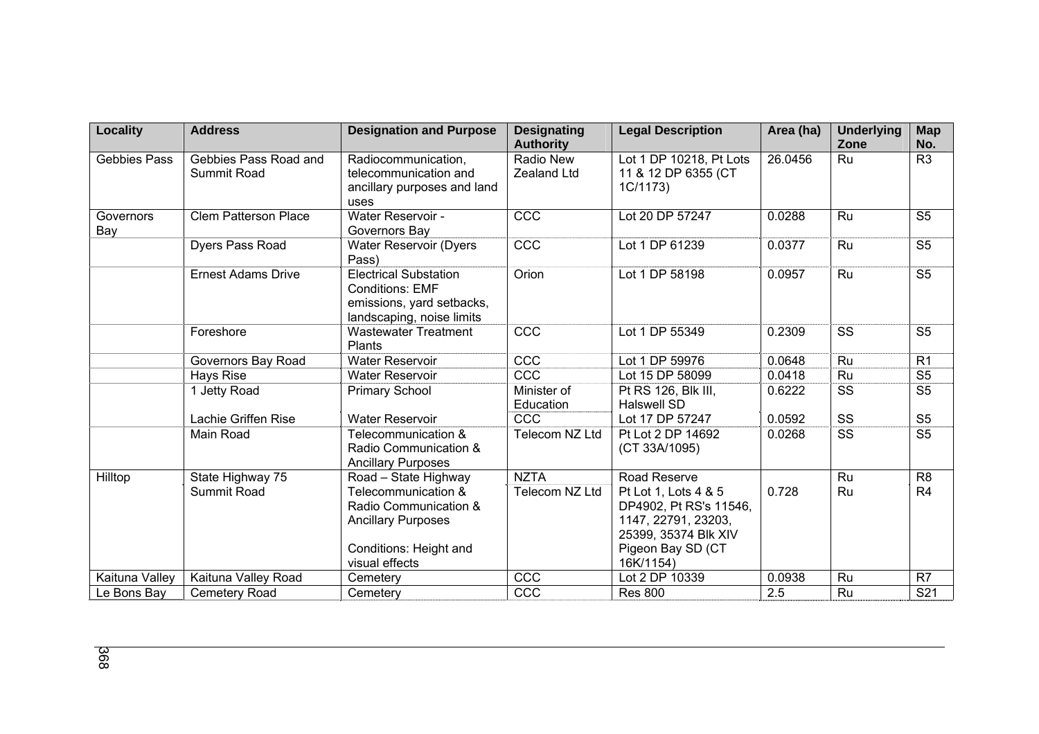| Locality | Address | Designation and Purpose | Designating Authority | Legal Description | Area (ha) | Underlying Zone | Map No. |
|---|---|---|---|---|---|---|---|
| Gebbies Pass | Gebbies Pass Road and Summit Road | Radiocommunication, telecommunication and ancillary purposes and land uses | Radio New Zealand Ltd | Lot 1 DP 10218, Pt Lots 11 & 12 DP 6355 (CT 1C/1173) | 26.0456 | Ru | R3 |
| Governors Bay | Clem Patterson Place | Water Reservoir - Governors Bay | CCC | Lot 20 DP 57247 | 0.0288 | Ru | S5 |
| | Dyers Pass Road | Water Reservoir (Dyers Pass) | CCC | Lot 1 DP 61239 | 0.0377 | Ru | S5 |
| | Ernest Adams Drive | Electrical Substation Conditions: EMF emissions, yard setbacks, landscaping, noise limits | Orion | Lot 1 DP 58198 | 0.0957 | Ru | S5 |
| | Foreshore | Wastewater Treatment Plants | CCC | Lot 1 DP 55349 | 0.2309 | SS | S5 |
| | Governors Bay Road | Water Reservoir | CCC | Lot 1 DP 59976 | 0.0648 | Ru | R1 |
| | Hays Rise | Water Reservoir | CCC | Lot 15 DP 58099 | 0.0418 | Ru | S5 |
| | 1 Jetty Road | Primary School | Minister of Education | Pt RS 126, Blk III, Halswell SD | 0.6222 | SS | S5 |
| | Lachie Griffen Rise | Water Reservoir | CCC | Lot 17 DP 57247 | 0.0592 | SS | S5 |
| | Main Road | Telecommunication & Radio Communication & Ancillary Purposes | Telecom NZ Ltd | Pt Lot 2 DP 14692 (CT 33A/1095) | 0.0268 | SS | S5 |
| Hilltop | State Highway 75 | Road – State Highway | NZTA | Road Reserve | | Ru | R8 |
| | Summit Road | Telecommunication & Radio Communication & Ancillary Purposes<br><br>Conditions: Height and visual effects | Telecom NZ Ltd | Pt Lot 1, Lots 4 & 5 DP4902, Pt RS's 11546, 1147, 22791, 23203, 25399, 35374 Blk XIV Pigeon Bay SD (CT 16K/1154) | 0.728 | Ru | R4 |
| Kaituna Valley | Kaituna Valley Road | Cemetery | CCC | Lot 2 DP 10339 | 0.0938 | Ru | R7 |
| Le Bons Bay | Cemetery Road | Cemetery | CCC | Res 800 | 2.5 | Ru | S21 |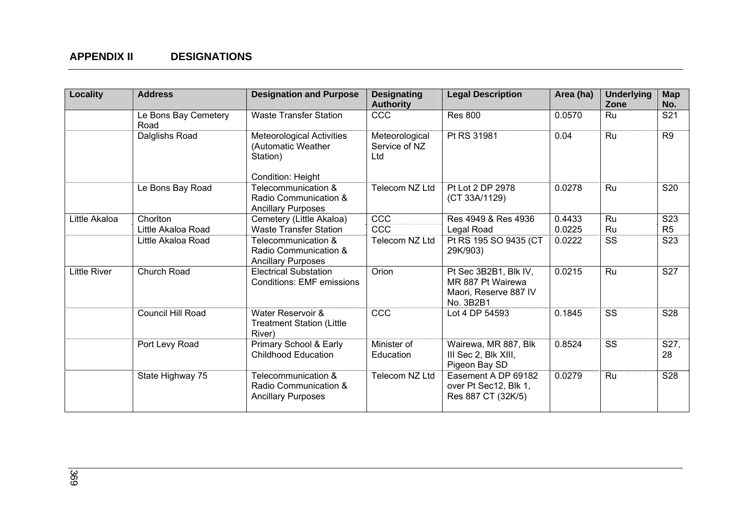## APPENDIX II DESIGNATIONS

| Locality | Address | Designation and Purpose | Designating Authority | Legal Description | Area (ha) | Underlying Zone | Map No. |
|---|---|---|---|---|---|---|---|
| | Le Bons Bay Cemetery Road | Waste Transfer Station | CCC | Res 800 | 0.0570 | Ru | S21 |
| | Dalglishs Road | Meteorological Activities (Automatic Weather Station)<br><br>Condition: Height | Meteorological Service of NZ Ltd | Pt RS 31981 | 0.04 | Ru | R9 |
| | Le Bons Bay Road | Telecommunication & Radio Communication & Ancillary Purposes | Telecom NZ Ltd | Pt Lot 2 DP 2978 (CT 33A/1129) | 0.0278 | Ru | S20 |
| Little Akaloa | Chorlton | Cemetery (Little Akaloa) | CCC | Res 4949 & Res 4936 | 0.4433 | Ru | S23 |
| | Little Akaloa Road | Waste Transfer Station | CCC | Legal Road | 0.0225 | Ru | R5 |
| | Little Akaloa Road | Telecommunication & Radio Communication & Ancillary Purposes | Telecom NZ Ltd | Pt RS 195 SO 9435 (CT 29K/903) | 0.0222 | SS | S23 |
| Little River | Church Road | Electrical Substation Conditions: EMF emissions | Orion | Pt Sec 3B2B1, Blk IV, MR 887 Pt Wairewa Maori, Reserve 887 IV No. 3B2B1 | 0.0215 | Ru | S27 |
| | Council Hill Road | Water Reservoir & Treatment Station (Little River) | CCC | Lot 4 DP 54593 | 0.1845 | SS | S28 |
| | Port Levy Road | Primary School & Early Childhood Education | Minister of Education | Wairewa, MR 887, Blk III Sec 2, Blk XIII, Pigeon Bay SD | 0.8524 | SS | S27, 28 |
| | State Highway 75 | Telecommunication & Radio Communication & Ancillary Purposes | Telecom NZ Ltd | Easement A DP 69182 over Pt Sec12, Blk 1, Res 887 CT (32K/5) | 0.0279 | Ru | S28 |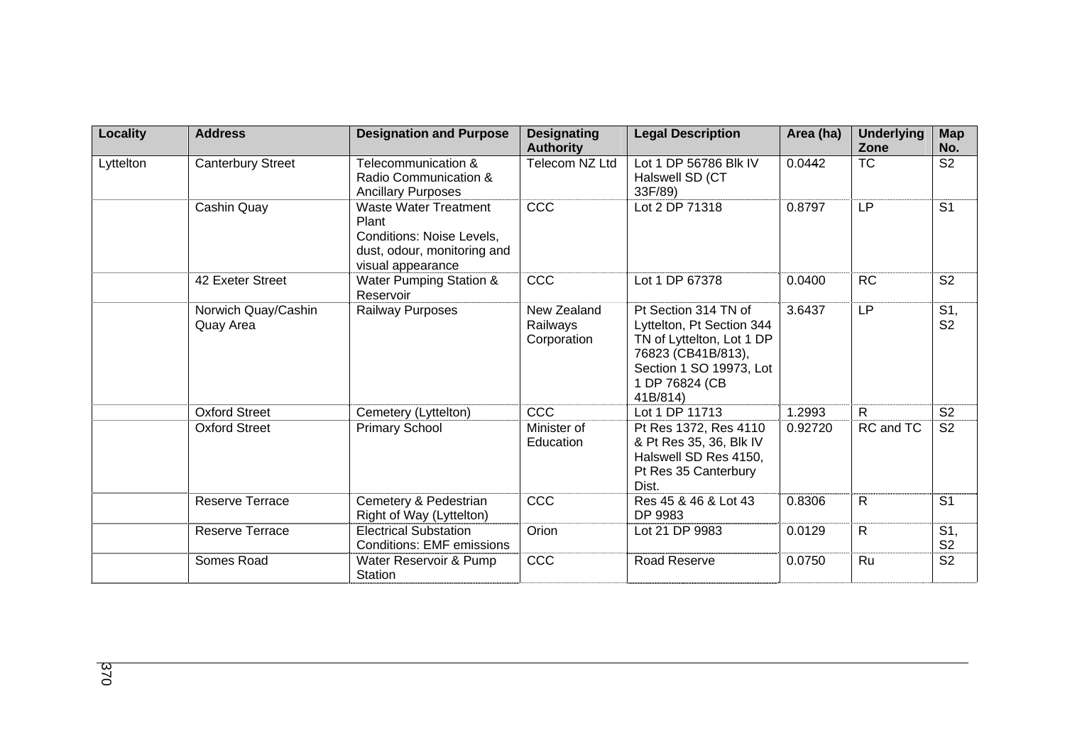| Locality | Address | Designation and Purpose | Designating Authority | Legal Description | Area (ha) | Underlying Zone | Map No. |
|---|---|---|---|---|---|---|---|
| Lyttelton | Canterbury Street | Telecommunication & Radio Communication & Ancillary Purposes | Telecom NZ Ltd | Lot 1 DP 56786 Blk IV Halswell SD (CT 33F/89) | 0.0442 | TC | S2 |
| | Cashin Quay | Waste Water Treatment Plant Conditions: Noise Levels, dust, odour, monitoring and visual appearance | CCC | Lot 2 DP 71318 | 0.8797 | LP | S1 |
| | 42 Exeter Street | Water Pumping Station & Reservoir | CCC | Lot 1 DP 67378 | 0.0400 | RC | S2 |
| | Norwich Quay/Cashin Quay Area | Railway Purposes | New Zealand Railways Corporation | Pt Section 314 TN of Lyttelton, Pt Section 344 TN of Lyttelton, Lot 1 DP 76823 (CB41B/813), Section 1 SO 19973, Lot 1 DP 76824 (CB 41B/814) | 3.6437 | LP | S1, S2 |
| | Oxford Street | Cemetery (Lyttelton) | CCC | Lot 1 DP 11713 | 1.2993 | R | S2 |
| | Oxford Street | Primary School | Minister of Education | Pt Res 1372, Res 4110 & Pt Res 35, 36, Blk IV Halswell SD Res 4150, Pt Res 35 Canterbury Dist. | 0.92720 | RC and TC | S2 |
| | Reserve Terrace | Cemetery & Pedestrian Right of Way (Lyttelton) | CCC | Res 45 & 46 & Lot 43 DP 9983 | 0.8306 | R | S1 |
| | Reserve Terrace | Electrical Substation Conditions: EMF emissions | Orion | Lot 21 DP 9983 | 0.0129 | R | S1, S2 |
| | Somes Road | Water Reservoir & Pump Station | CCC | Road Reserve | 0.0750 | Ru | S2 |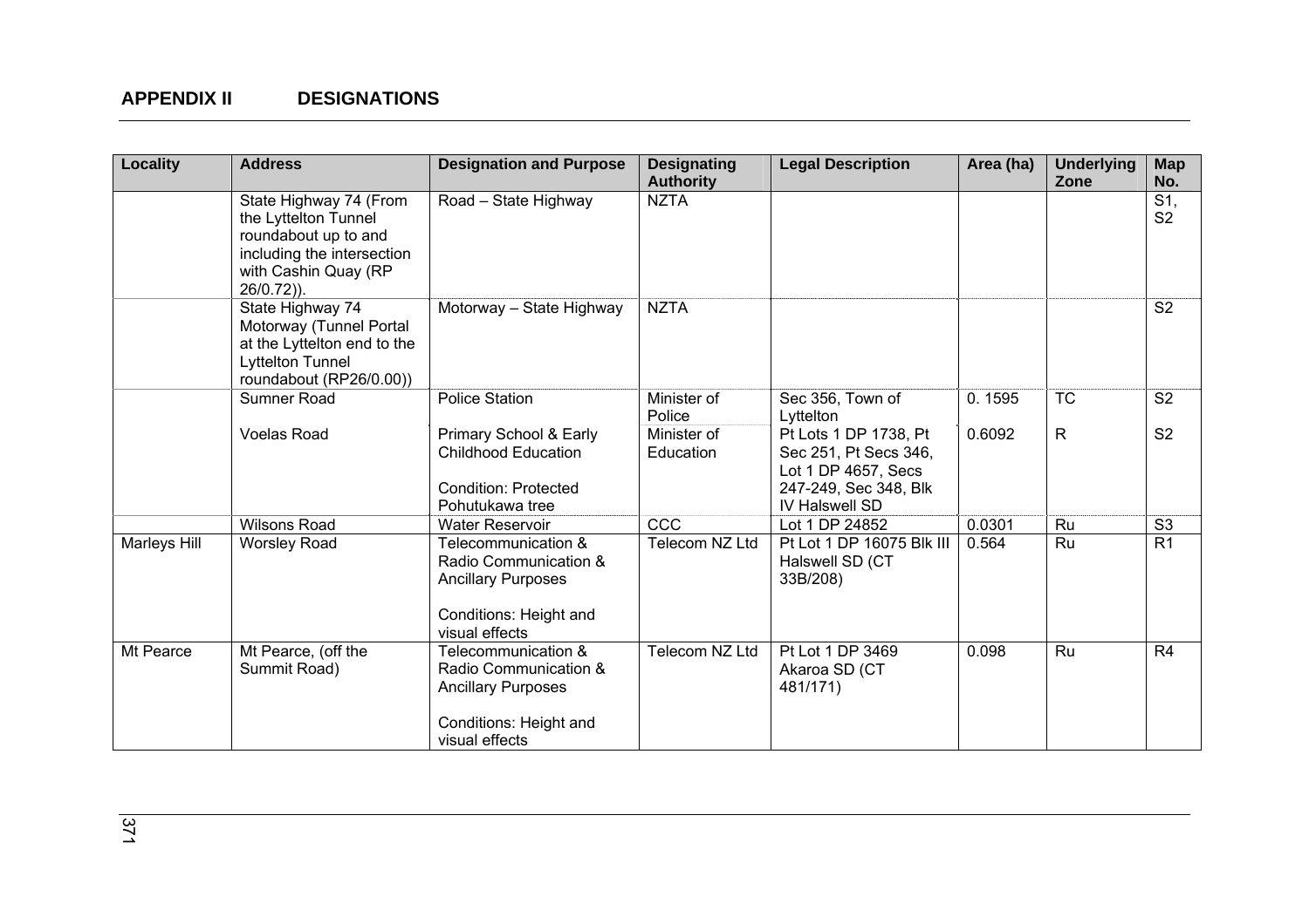## APPENDIX II DESIGNATIONS

| Locality | Address | Designation and Purpose | Designating Authority | Legal Description | Area (ha) | Underlying Zone | Map No. |
|---|---|---|---|---|---|---|---|
| | State Highway 74 (From the Lyttelton Tunnel roundabout up to and including the intersection with Cashin Quay (RP 26/0.72)). | Road – State Highway | NZTA | | | | S1, S2 |
| | State Highway 74 Motorway (Tunnel Portal at the Lyttelton end to the Lyttelton Tunnel roundabout (RP26/0.00)) | Motorway – State Highway | NZTA | | | | S2 |
| | Sumner Road | Police Station | Minister of Police | Sec 356, Town of Lyttelton | 0. 1595 | TC | S2 |
| | Voelas Road | Primary School & Early Childhood Education<br><br>Condition: Protected Pohutukawa tree | Minister of Education | Pt Lots 1 DP 1738, Pt Sec 251, Pt Secs 346, Lot 1 DP 4657, Secs 247-249, Sec 348, Blk IV Halswell SD | 0.6092 | R | S2 |
| | Wilsons Road | Water Reservoir | CCC | Lot 1 DP 24852 | 0.0301 | Ru | S3 |
| Marleys Hill | Worsley Road | Telecommunication & Radio Communication & Ancillary Purposes<br><br>Conditions: Height and visual effects | Telecom NZ Ltd | Pt Lot 1 DP 16075 Blk III Halswell SD (CT 33B/208) | 0.564 | Ru | R1 |
| Mt Pearce | Mt Pearce, (off the Summit Road) | Telecommunication & Radio Communication & Ancillary Purposes<br><br>Conditions: Height and visual effects | Telecom NZ Ltd | Pt Lot 1 DP 3469 Akaroa SD (CT 481/171) | 0.098 | Ru | R4 |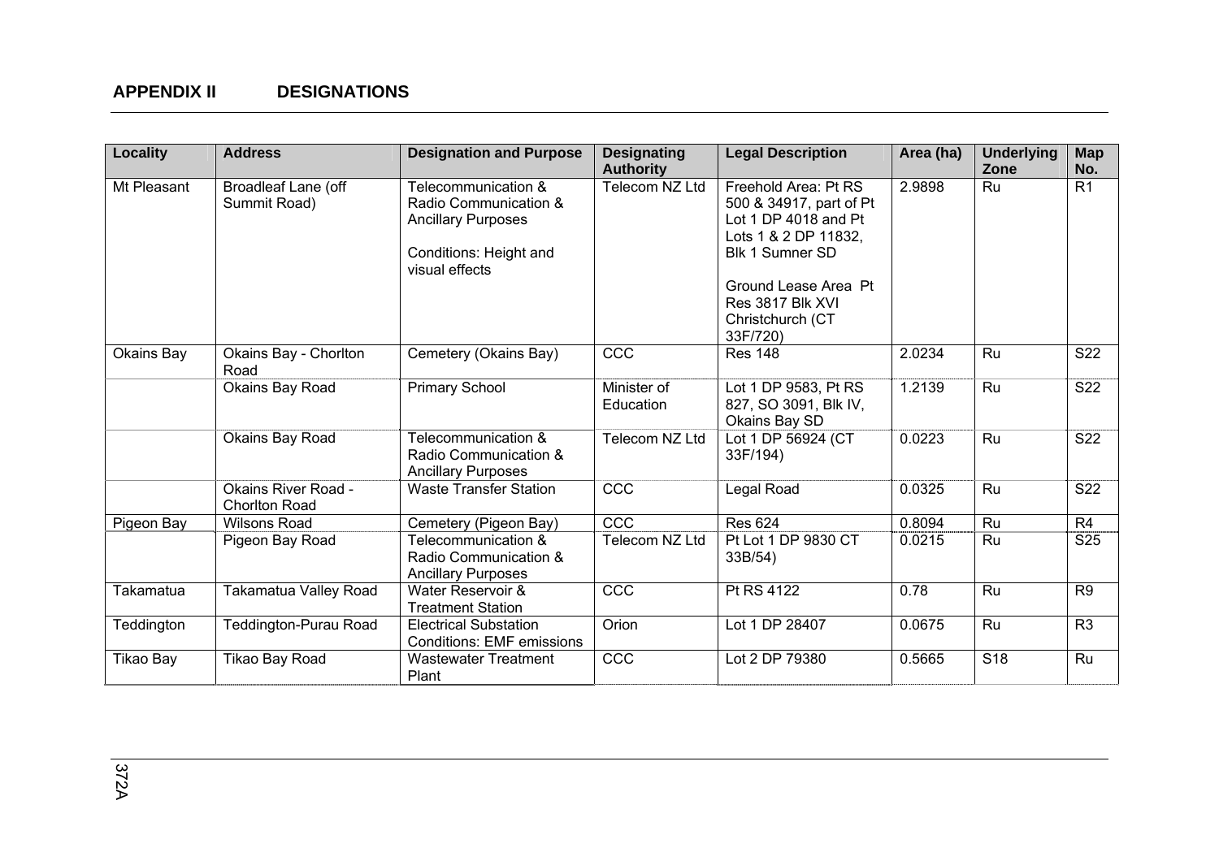## APPENDIX II DESIGNATIONS

| Locality | Address | Designation and Purpose | Designating Authority | Legal Description | Area (ha) | Underlying Zone | Map No. |
|---|---|---|---|---|---|---|---|
| Mt Pleasant | Broadleaf Lane (off Summit Road) | Telecommunication & Radio Communication & Ancillary Purposes<br><br>Conditions: Height and visual effects | Telecom NZ Ltd | Freehold Area: Pt RS 500 & 34917, part of Pt Lot 1 DP 4018 and Pt Lots 1 & 2 DP 11832, Blk 1 Sumner SD<br><br>Ground Lease Area Pt Res 3817 Blk XVI Christchurch (CT 33F/720) | 2.9898 | Ru | R1 |
| Okains Bay | Okains Bay - Chorlton Road | Cemetery (Okains Bay) | CCC | Res 148 | 2.0234 | Ru | S22 |
| | Okains Bay Road | Primary School | Minister of Education | Lot 1 DP 9583, Pt RS 827, SO 3091, Blk IV, Okains Bay SD | 1.2139 | Ru | S22 |
| | Okains Bay Road | Telecommunication & Radio Communication & Ancillary Purposes | Telecom NZ Ltd | Lot 1 DP 56924 (CT 33F/194) | 0.0223 | Ru | S22 |
| | Okains River Road - Chorlton Road | Waste Transfer Station | CCC | Legal Road | 0.0325 | Ru | S22 |
| Pigeon Bay | Wilsons Road | Cemetery (Pigeon Bay) | CCC | Res 624 | 0.8094 | Ru | R4 |
| | Pigeon Bay Road | Telecommunication & Radio Communication & Ancillary Purposes | Telecom NZ Ltd | Pt Lot 1 DP 9830 CT 33B/54) | 0.0215 | Ru | S25 |
| Takamatua | Takamatua Valley Road | Water Reservoir & Treatment Station | CCC | Pt RS 4122 | 0.78 | Ru | R9 |
| Teddington | Teddington-Purau Road | Electrical Substation Conditions: EMF emissions | Orion | Lot 1 DP 28407 | 0.0675 | Ru | R3 |
| Tikao Bay | Tikao Bay Road | Wastewater Treatment Plant | CCC | Lot 2 DP 79380 | 0.5665 | S18 | Ru |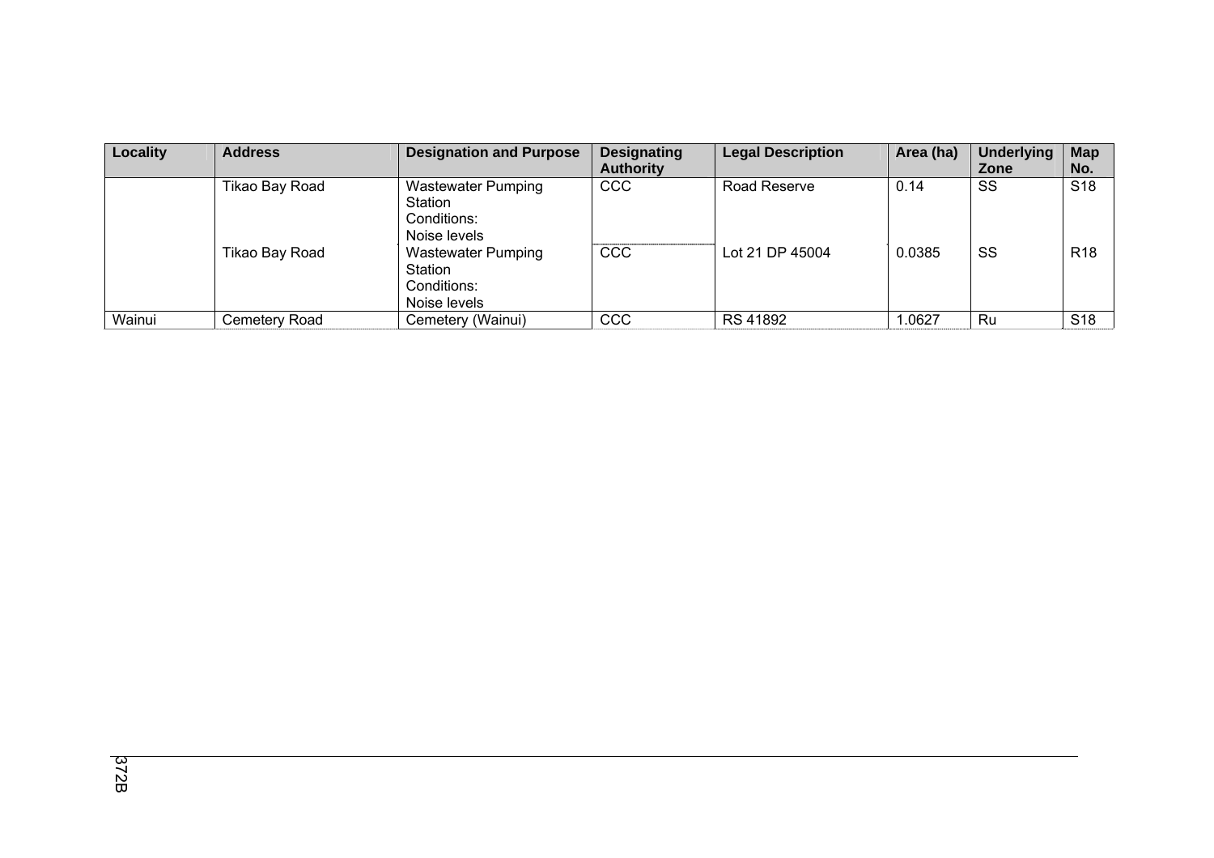| Locality | Address | Designation and Purpose | Designating Authority | Legal Description | Area (ha) | Underlying Zone | Map No. |
|---|---|---|---|---|---|---|---|
| | Tikao Bay Road | Wastewater Pumping Station<br>Conditions:<br>Noise levels | CCC | Road Reserve | 0.14 | SS | S18 |
| | Tikao Bay Road | Wastewater Pumping Station<br>Conditions:<br>Noise levels | CCC | Lot 21 DP 45004 | 0.0385 | SS | R18 |
| Wainui | Cemetery Road | Cemetery (Wainui) | CCC | RS 41892 | 1.0627 | Ru | S18 |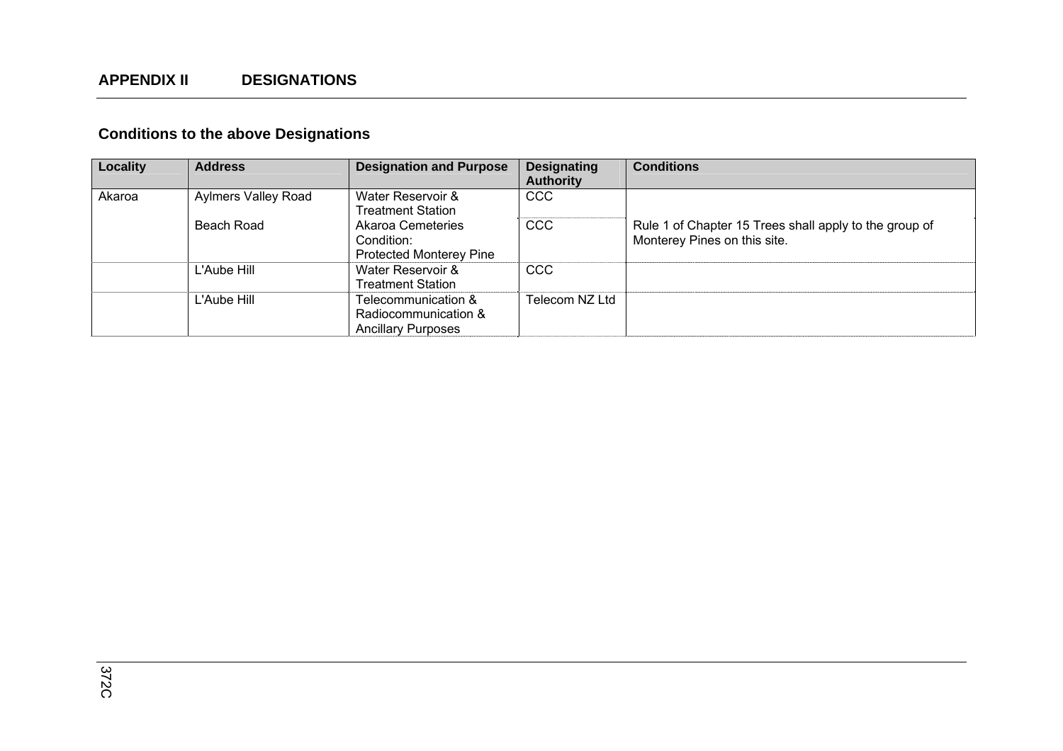## APPENDIX II DESIGNATIONS

### Conditions to the above Designations

| Locality | Address | Designation and Purpose | Designating Authority | Conditions |
|---|---|---|---|---|
| Akaroa | Aylmers Valley Road | Water Reservoir & Treatment Station | CCC | |
| | Beach Road | Akaroa Cemeteries Condition: Protected Monterey Pine | CCC | Rule 1 of Chapter 15 Trees shall apply to the group of Monterey Pines on this site. |
| | L'Aube Hill | Water Reservoir & Treatment Station | CCC | |
| | L'Aube Hill | Telecommunication & Radiocommunication & Ancillary Purposes | Telecom NZ Ltd | |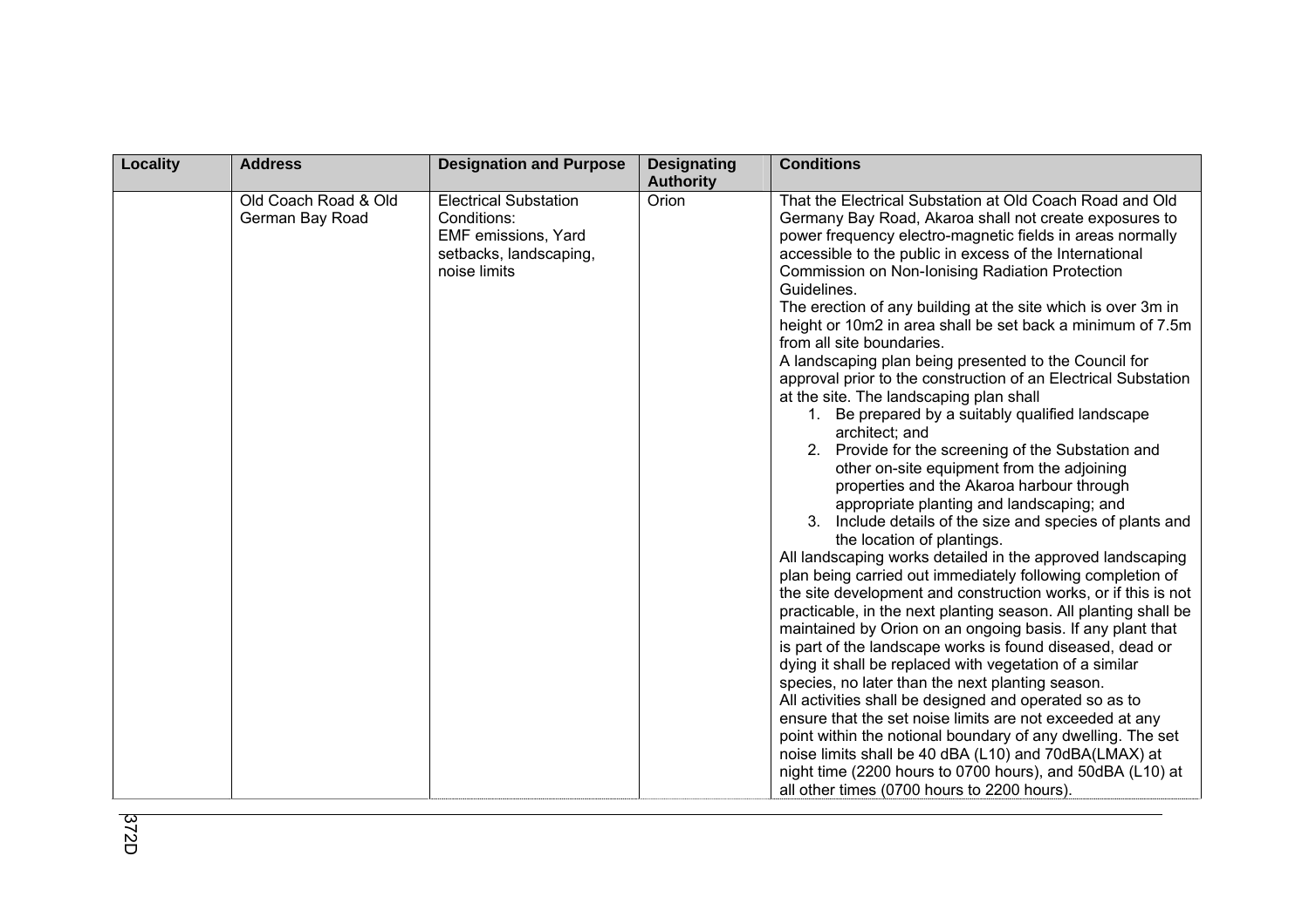| Locality | Address | Designation and Purpose | Designating Authority | Conditions |
|---|---|---|---|---|
| | Old Coach Road & Old German Bay Road | Electrical Substation Conditions: EMF emissions, Yard setbacks, landscaping, noise limits | Orion | That the Electrical Substation at Old Coach Road and Old Germany Bay Road, Akaroa shall not create exposures to power frequency electro-magnetic fields in areas normally accessible to the public in excess of the International Commission on Non-Ionising Radiation Protection Guidelines.<br>The erection of any building at the site which is over 3m in height or 10m2 in area shall be set back a minimum of 7.5m from all site boundaries.<br>A landscaping plan being presented to the Council for approval prior to the construction of an Electrical Substation at the site. The landscaping plan shall<br>1. Be prepared by a suitably qualified landscape architect; and<br>2. Provide for the screening of the Substation and other on-site equipment from the adjoining properties and the Akaroa harbour through appropriate planting and landscaping; and<br>3. Include details of the size and species of plants and the location of plantings.<br>All landscaping works detailed in the approved landscaping plan being carried out immediately following completion of the site development and construction works, or if this is not practicable, in the next planting season. All planting shall be maintained by Orion on an ongoing basis. If any plant that is part of the landscape works is found diseased, dead or dying it shall be replaced with vegetation of a similar species, no later than the next planting season.<br>All activities shall be designed and operated so as to ensure that the set noise limits are not exceeded at any point within the notional boundary of any dwelling. The set noise limits shall be 40 dBA (L10) and 70dBA(LMAX) at night time (2200 hours to 0700 hours), and 50dBA (L10) at all other times (0700 hours to 2200 hours). |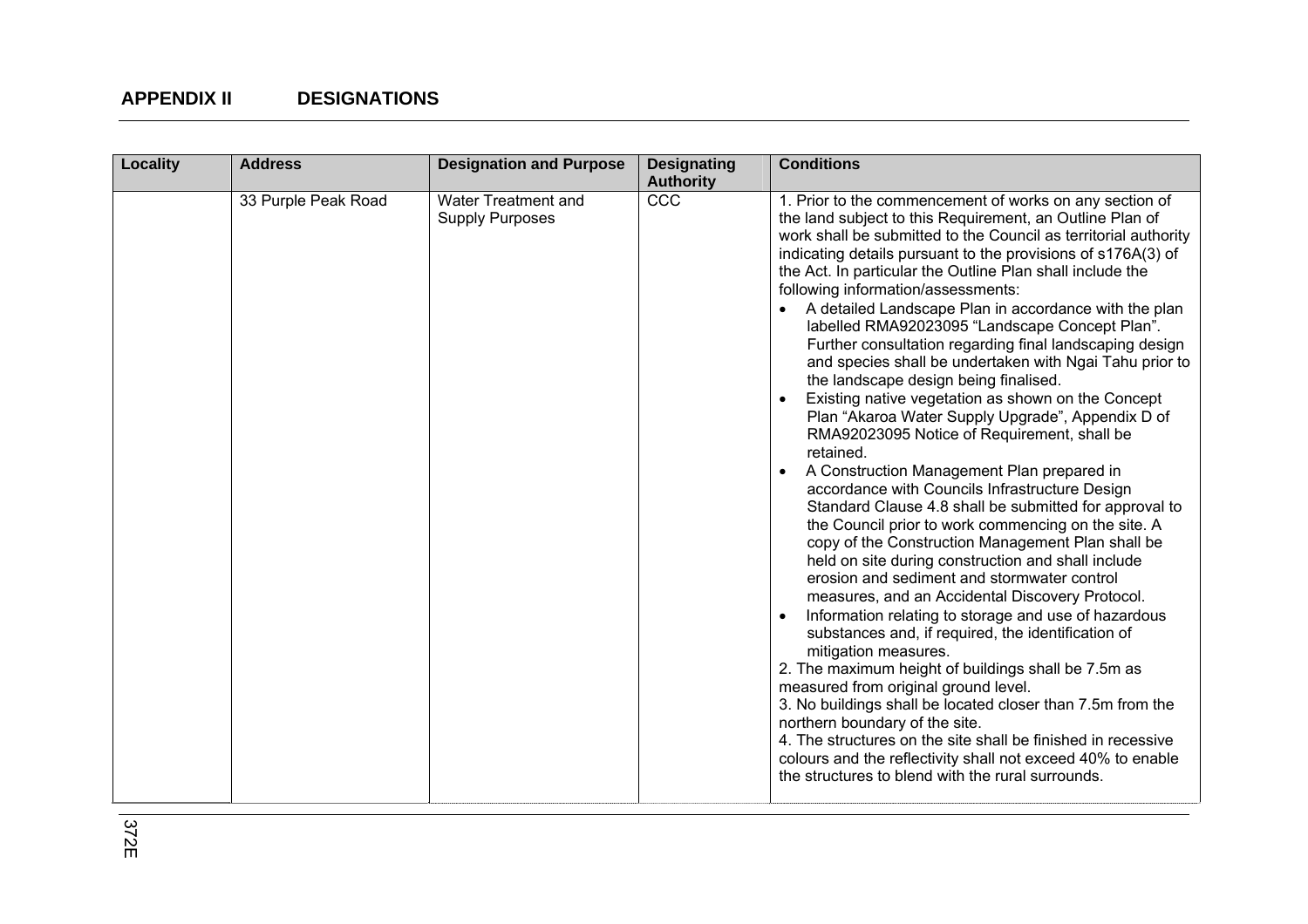## APPENDIX II DESIGNATIONS

| Locality | Address | Designation and Purpose | Designating Authority | Conditions |
|---|---|---|---|---|
| | 33 Purple Peak Road | Water Treatment and Supply Purposes | CCC | 1. Prior to the commencement of works on any section of the land subject to this Requirement, an Outline Plan of work shall be submitted to the Council as territorial authority indicating details pursuant to the provisions of s176A(3) of the Act. In particular the Outline Plan shall include the following information/assessments:<br>• A detailed Landscape Plan in accordance with the plan labelled RMA92023095 "Landscape Concept Plan". Further consultation regarding final landscaping design and species shall be undertaken with Ngai Tahu prior to the landscape design being finalised.<br>• Existing native vegetation as shown on the Concept Plan "Akaroa Water Supply Upgrade", Appendix D of RMA92023095 Notice of Requirement, shall be retained.<br>• A Construction Management Plan prepared in accordance with Councils Infrastructure Design Standard Clause 4.8 shall be submitted for approval to the Council prior to work commencing on the site. A copy of the Construction Management Plan shall be held on site during construction and shall include erosion and sediment and stormwater control measures, and an Accidental Discovery Protocol.<br>• Information relating to storage and use of hazardous substances and, if required, the identification of mitigation measures.<br>2. The maximum height of buildings shall be 7.5m as measured from original ground level.<br>3. No buildings shall be located closer than 7.5m from the northern boundary of the site.<br>4. The structures on the site shall be finished in recessive colours and the reflectivity shall not exceed 40% to enable the structures to blend with the rural surrounds. |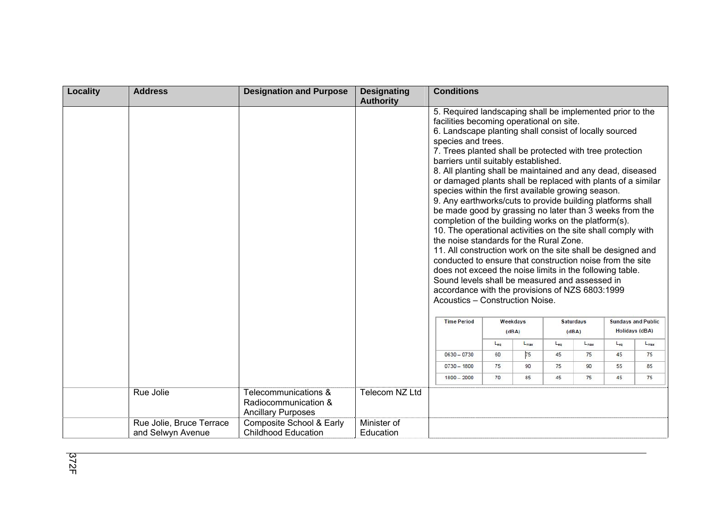| Locality | Address | Designation and Purpose | Designating Authority | Conditions |
|---|---|---|---|---|
| | | | | 5. Required landscaping shall be implemented prior to the facilities becoming operational on site.<br>6. Landscape planting shall consist of locally sourced species and trees.<br>7. Trees planted shall be protected with tree protection barriers until suitably established.<br>8. All planting shall be maintained and any dead, diseased or damaged plants shall be replaced with plants of a similar species within the first available growing season.<br>9. Any earthworks/cuts to provide building platforms shall be made good by grassing no later than 3 weeks from the completion of the building works on the platform(s).<br>10. The operational activities on the site shall comply with the noise standards for the Rural Zone.<br>11. All construction work on the site shall be designed and conducted to ensure that construction noise from the site does not exceed the noise limits in the following table. Sound levels shall be measured and assessed in accordance with the provisions of NZS 6803:1999 Acoustics – Construction Noise. |
| | Rue Jolie | Telecommunications & Radiocommunication & Ancillary Purposes | Telecom NZ Ltd | |
| | Rue Jolie, Bruce Terrace and Selwyn Avenue | Composite School & Early Childhood Education | Minister of Education | |

| Time Period | Weekdays (dBA) | | Saturdays (dBA) | | Sundays and Public Holidays (dBA) | |
|---|---|---|---|---|---|---|
| | $L_{eq}$ | $L_{max}$ | $L_{eq}$ | $L_{max}$ | $L_{eq}$ | $L_{max}$ |
| 0630 – 0730 | 60 | 75 | 45 | 75 | 45 | 75 |
| 0730 – 1800 | 75 | 90 | 75 | 90 | 55 | 85 |
| 1800 – 2000 | 70 | 85 | 45 | 75 | 45 | 75 |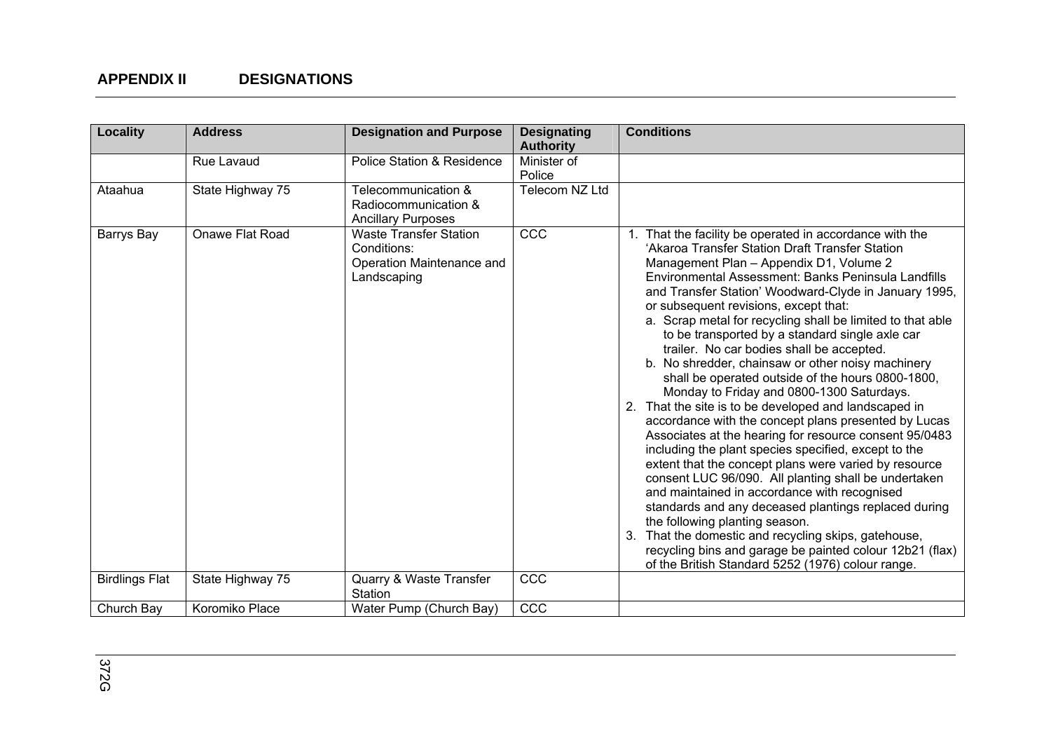## APPENDIX II DESIGNATIONS

| Locality | Address | Designation and Purpose | Designating Authority | Conditions |
|---|---|---|---|---|
| | Rue Lavaud | Police Station & Residence | Minister of Police | |
| Ataahua | State Highway 75 | Telecommunication & Radiocommunication & Ancillary Purposes | Telecom NZ Ltd | |
| Barrys Bay | Onawe Flat Road | Waste Transfer Station Conditions: Operation Maintenance and Landscaping | CCC | 1. That the facility be operated in accordance with the 'Akaroa Transfer Station Draft Transfer Station Management Plan – Appendix D1, Volume 2 Environmental Assessment: Banks Peninsula Landfills and Transfer Station' Woodward-Clyde in January 1995, or subsequent revisions, except that: a. Scrap metal for recycling shall be limited to that able to be transported by a standard single axle car trailer. No car bodies shall be accepted. b. No shredder, chainsaw or other noisy machinery shall be operated outside of the hours 0800-1800, Monday to Friday and 0800-1300 Saturdays. 2. That the site is to be developed and landscaped in accordance with the concept plans presented by Lucas Associates at the hearing for resource consent 95/0483 including the plant species specified, except to the extent that the concept plans were varied by resource consent LUC 96/090. All planting shall be undertaken and maintained in accordance with recognised standards and any deceased plantings replaced during the following planting season. 3. That the domestic and recycling skips, gatehouse, recycling bins and garage be painted colour 12b21 (flax) of the British Standard 5252 (1976) colour range. |
| Birdlings Flat | State Highway 75 | Quarry & Waste Transfer Station | CCC | |
| Church Bay | Koromiko Place | Water Pump (Church Bay) | CCC | |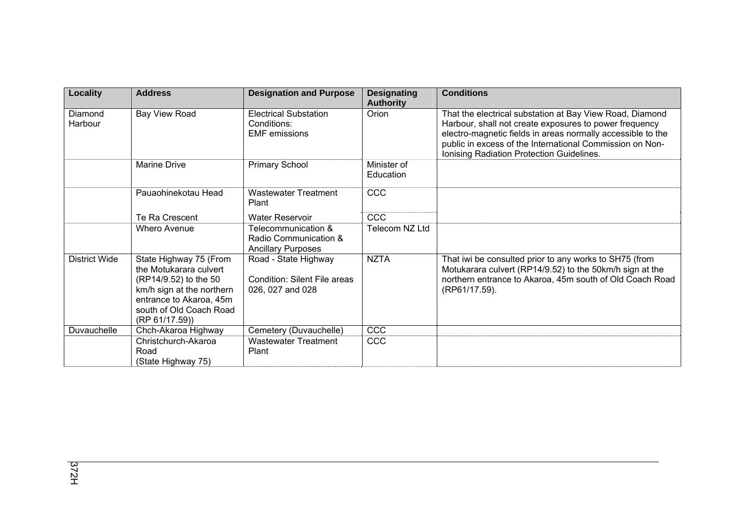| Locality | Address | Designation and Purpose | Designating Authority | Conditions |
|---|---|---|---|---|
| Diamond Harbour | Bay View Road | Electrical Substation Conditions: EMF emissions | Orion | That the electrical substation at Bay View Road, Diamond Harbour, shall not create exposures to power frequency electro-magnetic fields in areas normally accessible to the public in excess of the International Commission on Non-Ionising Radiation Protection Guidelines. |
| | Marine Drive | Primary School | Minister of Education | |
| | Pauaohinekotau Head | Wastewater Treatment Plant | CCC | |
| | Te Ra Crescent | Water Reservoir | CCC | |
| | Whero Avenue | Telecommunication & Radio Communication & Ancillary Purposes | Telecom NZ Ltd | |
| District Wide | State Highway 75 (From the Motukarara culvert (RP14/9.52) to the 50 km/h sign at the northern entrance to Akaroa, 45m south of Old Coach Road (RP 61/17.59)) | Road - State Highway<br><br>Condition: Silent File areas 026, 027 and 028 | NZTA | That iwi be consulted prior to any works to SH75 (from Motukarara culvert (RP14/9.52) to the 50km/h sign at the northern entrance to Akaroa, 45m south of Old Coach Road (RP61/17.59). |
| Duvauchelle | Chch-Akaroa Highway | Cemetery (Duvauchelle) | CCC | |
| | Christchurch-Akaroa Road (State Highway 75) | Wastewater Treatment Plant | CCC | |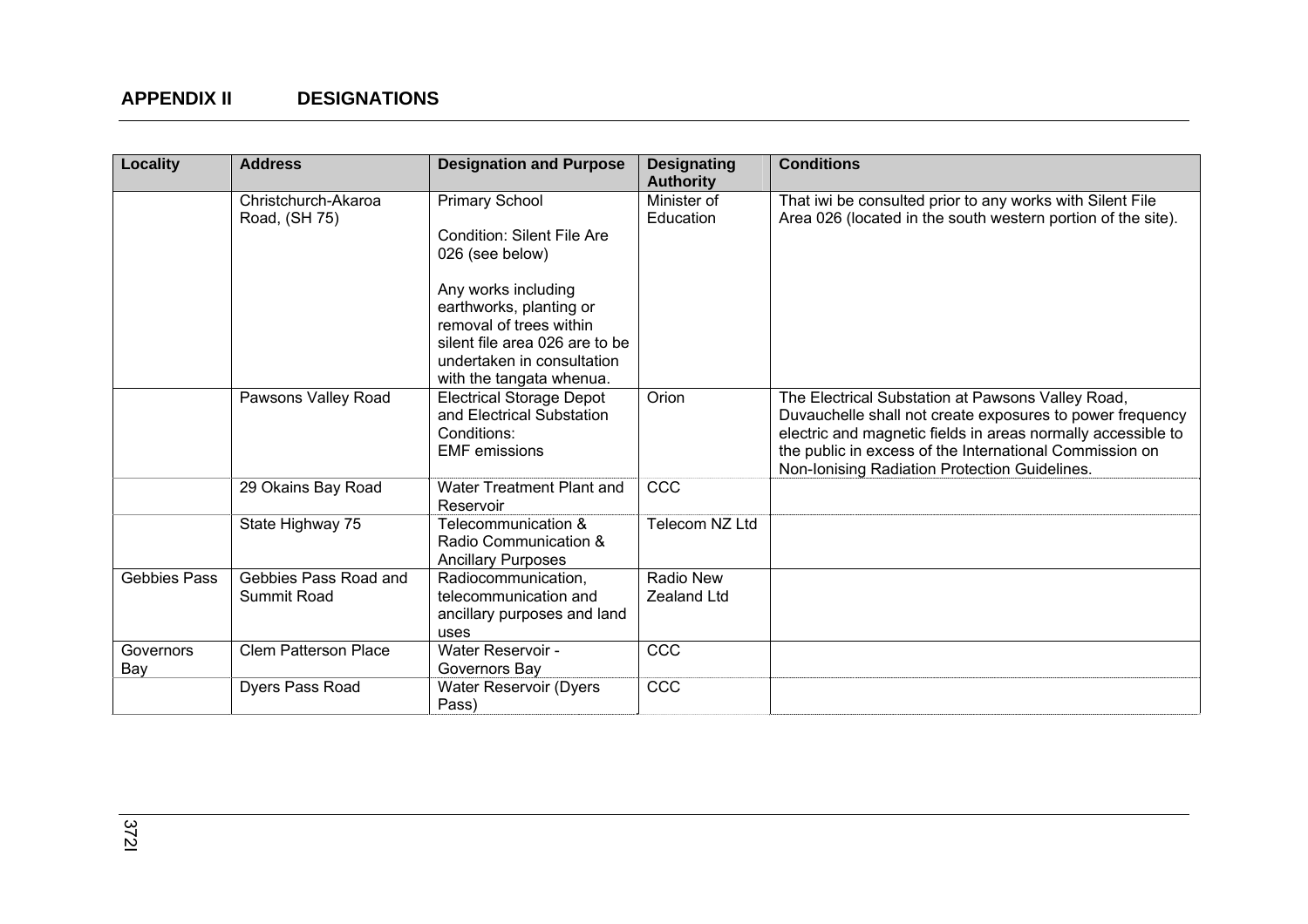## APPENDIX II DESIGNATIONS

| Locality | Address | Designation and Purpose | Designating Authority | Conditions |
|---|---|---|---|---|
| | Christchurch-Akaroa Road, (SH 75) | Primary School<br><br>Condition: Silent File Are 026 (see below)<br><br>Any works including earthworks, planting or removal of trees within silent file area 026 are to be undertaken in consultation with the tangata whenua. | Minister of Education | That iwi be consulted prior to any works with Silent File Area 026 (located in the south western portion of the site). |
| | Pawsons Valley Road | Electrical Storage Depot and Electrical Substation Conditions:<br>EMF emissions | Orion | The Electrical Substation at Pawsons Valley Road, Duvauchelle shall not create exposures to power frequency electric and magnetic fields in areas normally accessible to the public in excess of the International Commission on Non-Ionising Radiation Protection Guidelines. |
| | 29 Okains Bay Road | Water Treatment Plant and Reservoir | CCC | |
| | State Highway 75 | Telecommunication & Radio Communication & Ancillary Purposes | Telecom NZ Ltd | |
| Gebbies Pass | Gebbies Pass Road and Summit Road | Radiocommunication, telecommunication and ancillary purposes and land uses | Radio New Zealand Ltd | |
| Governors Bay | Clem Patterson Place | Water Reservoir - Governors Bay | CCC | |
| | Dyers Pass Road | Water Reservoir (Dyers Pass) | CCC | |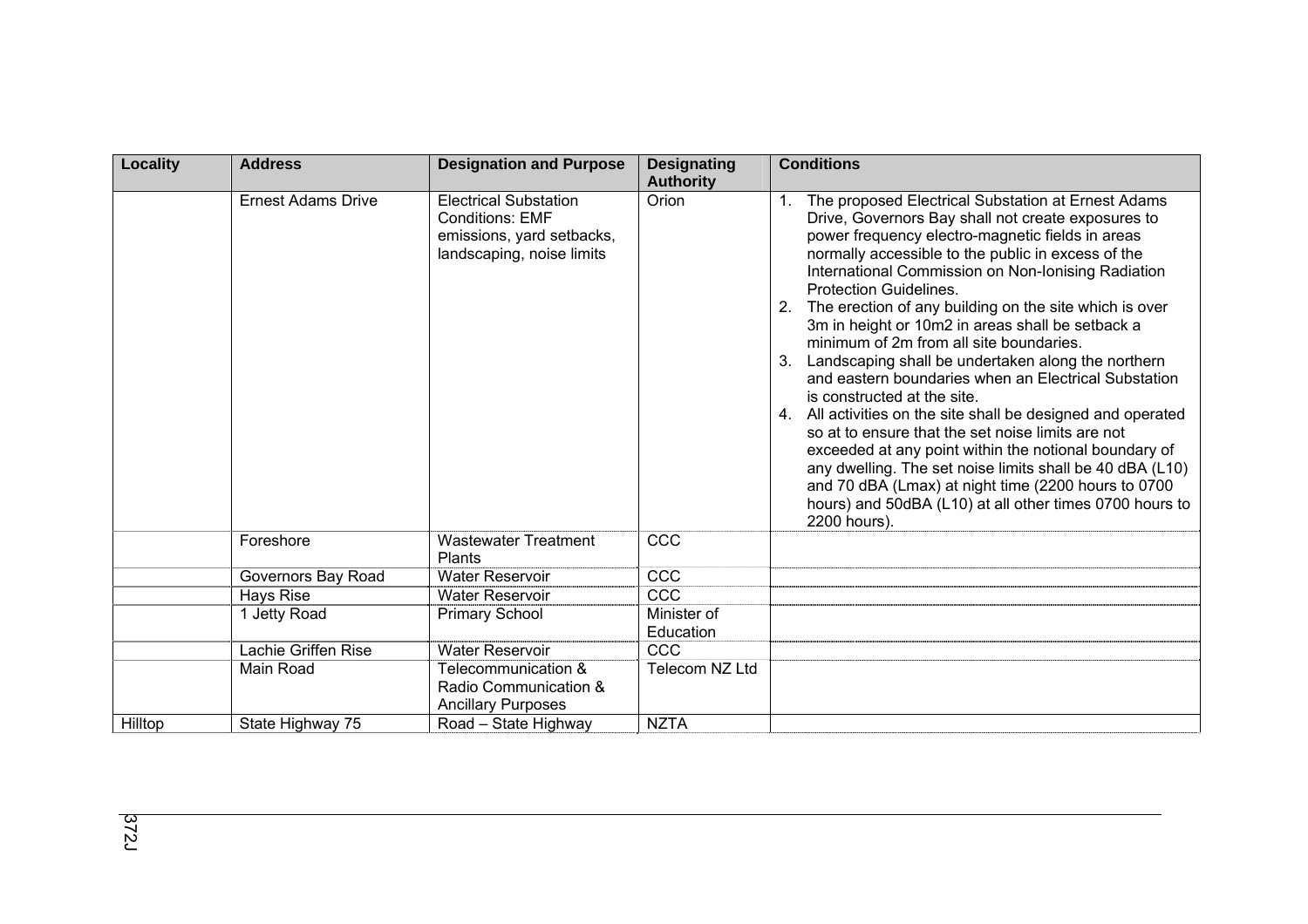| Locality | Address | Designation and Purpose | Designating Authority | Conditions |
|---|---|---|---|---|
| | Ernest Adams Drive | Electrical Substation Conditions: EMF emissions, yard setbacks, landscaping, noise limits | Orion | 1. The proposed Electrical Substation at Ernest Adams Drive, Governors Bay shall not create exposures to power frequency electro-magnetic fields in areas normally accessible to the public in excess of the International Commission on Non-Ionising Radiation Protection Guidelines.<br>2. The erection of any building on the site which is over 3m in height or 10m2 in areas shall be setback a minimum of 2m from all site boundaries.<br>3. Landscaping shall be undertaken along the northern and eastern boundaries when an Electrical Substation is constructed at the site.<br>4. All activities on the site shall be designed and operated so at to ensure that the set noise limits are not exceeded at any point within the notional boundary of any dwelling. The set noise limits shall be 40 dBA (L10) and 70 dBA (Lmax) at night time (2200 hours to 0700 hours) and 50dBA (L10) at all other times 0700 hours to 2200 hours). |
| | Foreshore | Wastewater Treatment Plants | CCC | |
| | Governors Bay Road | Water Reservoir | CCC | |
| | Hays Rise | Water Reservoir | CCC | |
| | 1 Jetty Road | Primary School | Minister of Education | |
| | Lachie Griffen Rise | Water Reservoir | CCC | |
| | Main Road | Telecommunication & Radio Communication & Ancillary Purposes | Telecom NZ Ltd | |
| Hilltop | State Highway 75 | Road – State Highway | NZTA | |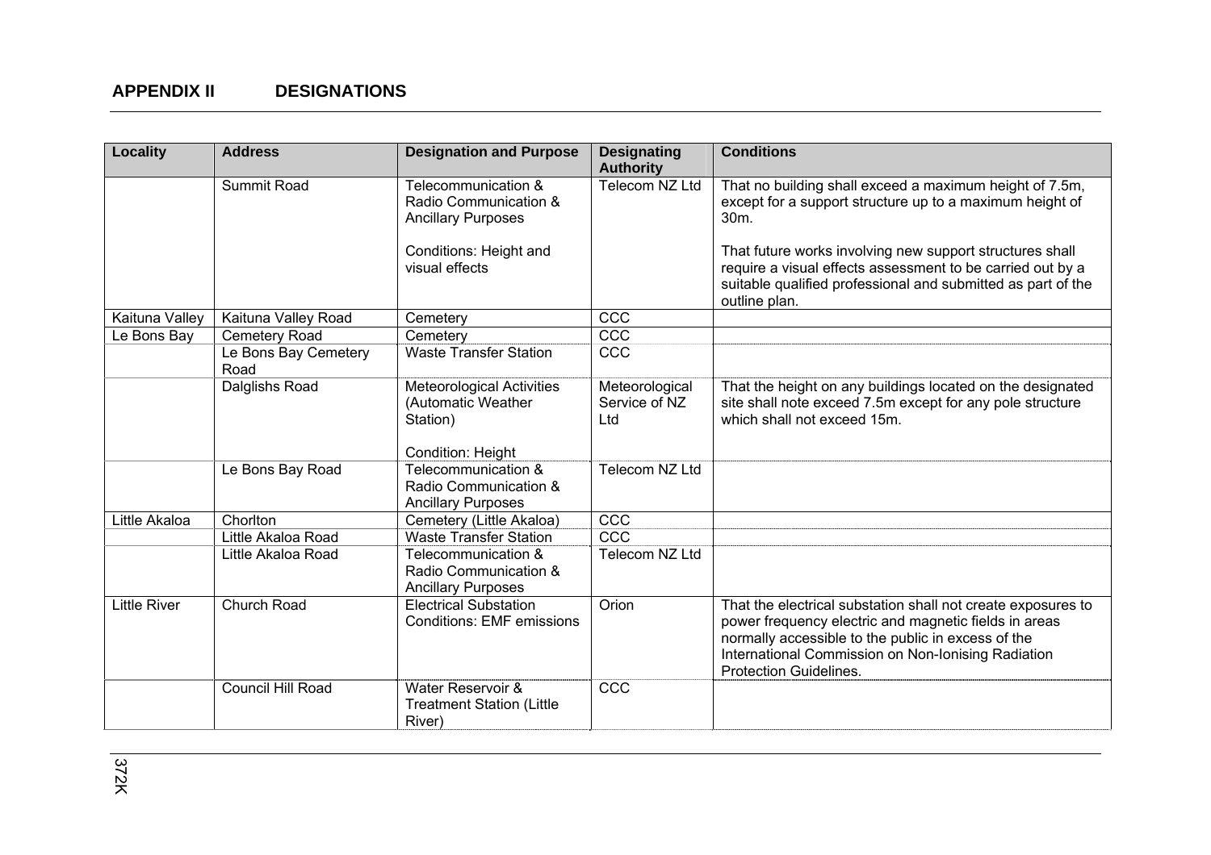## APPENDIX II DESIGNATIONS

| Locality | Address | Designation and Purpose | Designating Authority | Conditions |
|---|---|---|---|---|
| | Summit Road | Telecommunication & Radio Communication & Ancillary Purposes<br><br>Conditions: Height and visual effects | Telecom NZ Ltd | That no building shall exceed a maximum height of 7.5m, except for a support structure up to a maximum height of 30m.<br><br>That future works involving new support structures shall require a visual effects assessment to be carried out by a suitable qualified professional and submitted as part of the outline plan. |
| Kaituna Valley | Kaituna Valley Road | Cemetery | CCC | |
| Le Bons Bay | Cemetery Road | Cemetery | CCC | |
| | Le Bons Bay Cemetery Road | Waste Transfer Station | CCC | |
| | Dalglishs Road | Meteorological Activities (Automatic Weather Station)<br><br>Condition: Height | Meteorological Service of NZ Ltd | That the height on any buildings located on the designated site shall note exceed 7.5m except for any pole structure which shall not exceed 15m. |
| | Le Bons Bay Road | Telecommunication & Radio Communication & Ancillary Purposes | Telecom NZ Ltd | |
| Little Akaloa | Chorlton | Cemetery (Little Akaloa) | CCC | |
| | Little Akaloa Road | Waste Transfer Station | CCC | |
| | Little Akaloa Road | Telecommunication & Radio Communication & Ancillary Purposes | Telecom NZ Ltd | |
| Little River | Church Road | Electrical Substation Conditions: EMF emissions | Orion | That the electrical substation shall not create exposures to power frequency electric and magnetic fields in areas normally accessible to the public in excess of the International Commission on Non-Ionising Radiation Protection Guidelines. |
| | Council Hill Road | Water Reservoir & Treatment Station (Little River) | CCC | |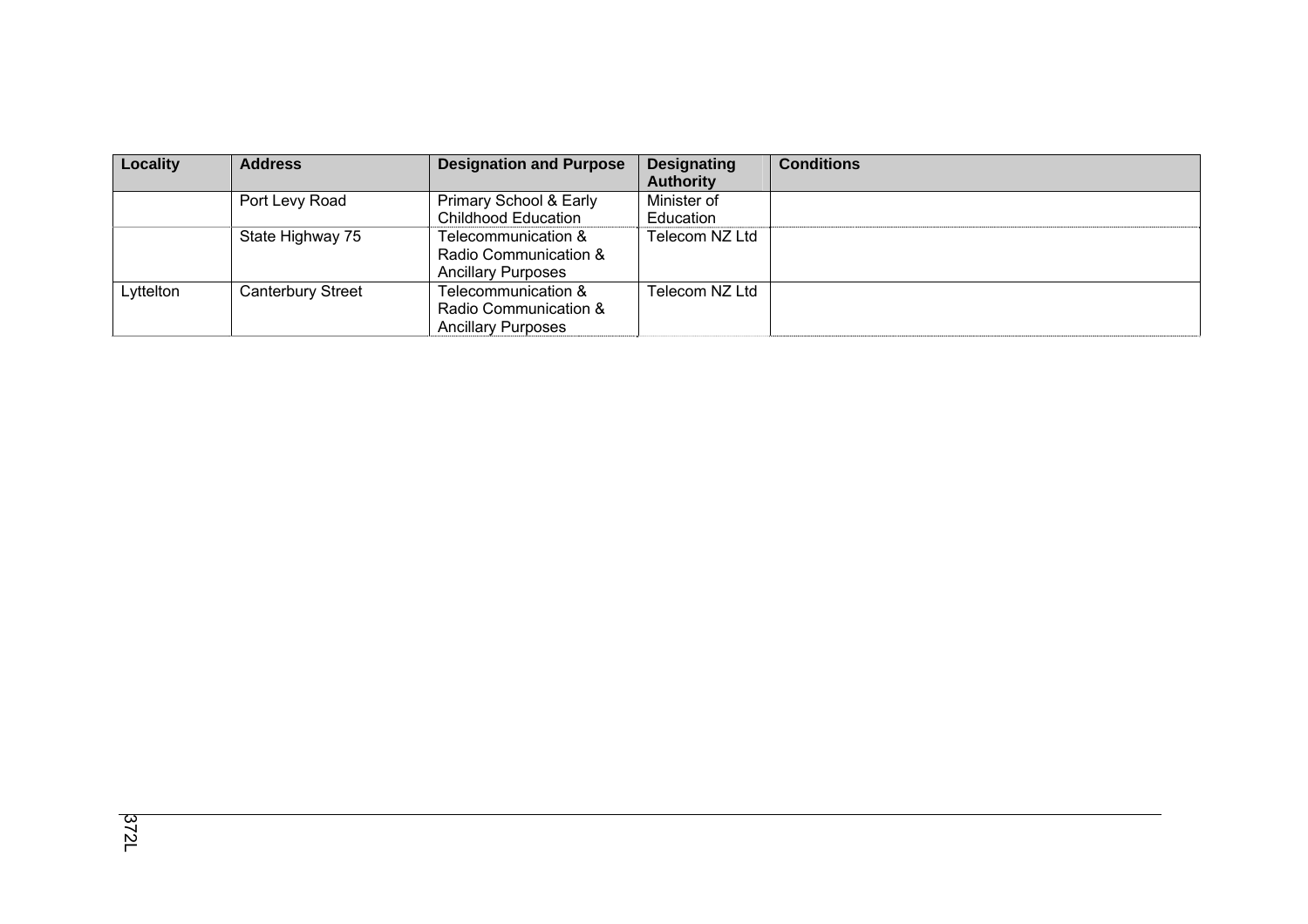| Locality | Address | Designation and Purpose | Designating Authority | Conditions |
|---|---|---|---|---|
| | Port Levy Road | Primary School & Early Childhood Education | Minister of Education | |
| | State Highway 75 | Telecommunication & Radio Communication & Ancillary Purposes | Telecom NZ Ltd | |
| Lyttelton | Canterbury Street | Telecommunication & Radio Communication & Ancillary Purposes | Telecom NZ Ltd | |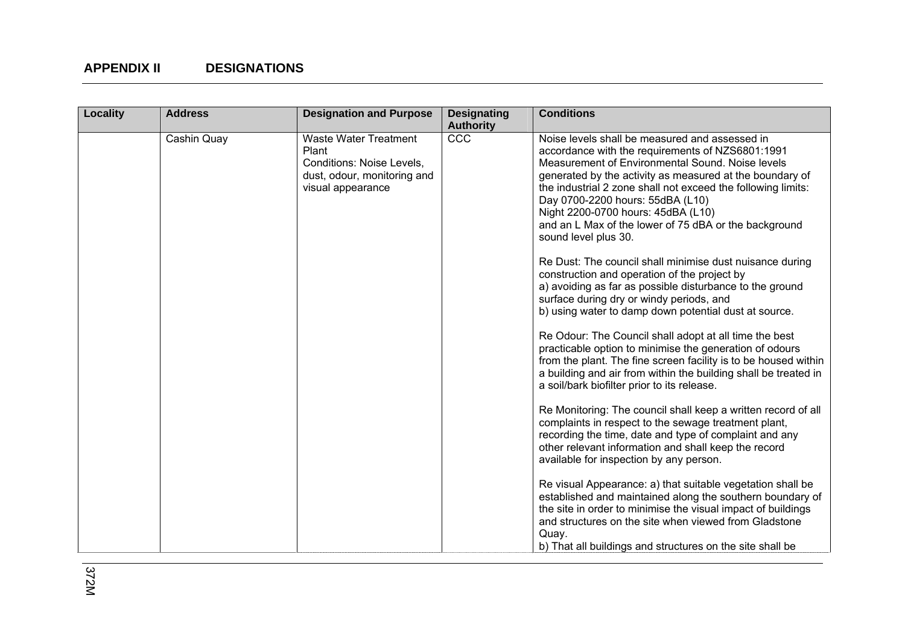## APPENDIX II DESIGNATIONS

| Locality | Address | Designation and Purpose | Designating Authority | Conditions |
|---|---|---|---|---|
| | Cashin Quay | Waste Water Treatment Plant<br>Conditions: Noise Levels, dust, odour, monitoring and visual appearance | CCC | Noise levels shall be measured and assessed in accordance with the requirements of NZS6801:1991 Measurement of Environmental Sound. Noise levels generated by the activity as measured at the boundary of the industrial 2 zone shall not exceed the following limits:<br>Day 0700-2200 hours: 55dBA (L10)<br>Night 2200-0700 hours: 45dBA (L10)<br>and an L Max of the lower of 75 dBA or the background sound level plus 30.<br><br>Re Dust: The council shall minimise dust nuisance during construction and operation of the project by<br>a) avoiding as far as possible disturbance to the ground surface during dry or windy periods, and<br>b) using water to damp down potential dust at source.<br><br>Re Odour: The Council shall adopt at all time the best practicable option to minimise the generation of odours from the plant. The fine screen facility is to be housed within a building and air from within the building shall be treated in a soil/bark biofilter prior to its release.<br><br>Re Monitoring: The council shall keep a written record of all complaints in respect to the sewage treatment plant, recording the time, date and type of complaint and any other relevant information and shall keep the record available for inspection by any person.<br><br>Re visual Appearance: a) that suitable vegetation shall be established and maintained along the southern boundary of the site in order to minimise the visual impact of buildings and structures on the site when viewed from Gladstone Quay.<br>b) That all buildings and structures on the site shall be |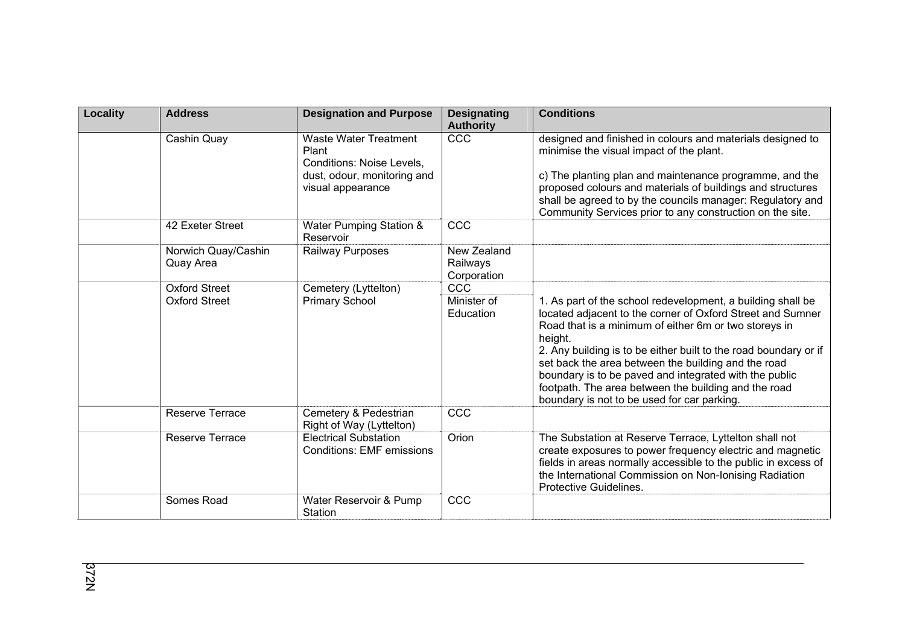| Locality | Address | Designation and Purpose | Designating Authority | Conditions |
|---|---|---|---|---|
| | Cashin Quay | Waste Water Treatment Plant Conditions: Noise Levels, dust, odour, monitoring and visual appearance | CCC | designed and finished in colours and materials designed to minimise the visual impact of the plant.<br><br>c) The planting plan and maintenance programme, and the proposed colours and materials of buildings and structures shall be agreed to by the councils manager: Regulatory and Community Services prior to any construction on the site. |
| | 42 Exeter Street | Water Pumping Station & Reservoir | CCC | |
| | Norwich Quay/Cashin Quay Area | Railway Purposes | New Zealand Railways Corporation | |
| | Oxford Street | Cemetery (Lyttelton) | CCC | |
| | Oxford Street | Primary School | Minister of Education | 1. As part of the school redevelopment, a building shall be located adjacent to the corner of Oxford Street and Sumner Road that is a minimum of either 6m or two storeys in height.<br>2. Any building is to be either built to the road boundary or if set back the area between the building and the road boundary is to be paved and integrated with the public footpath. The area between the building and the road boundary is not to be used for car parking. |
| | Reserve Terrace | Cemetery & Pedestrian Right of Way (Lyttelton) | CCC | |
| | Reserve Terrace | Electrical Substation Conditions: EMF emissions | Orion | The Substation at Reserve Terrace, Lyttelton shall not create exposures to power frequency electric and magnetic fields in areas normally accessible to the public in excess of the International Commission on Non-Ionising Radiation Protective Guidelines. |
| | Somes Road | Water Reservoir & Pump Station | CCC | |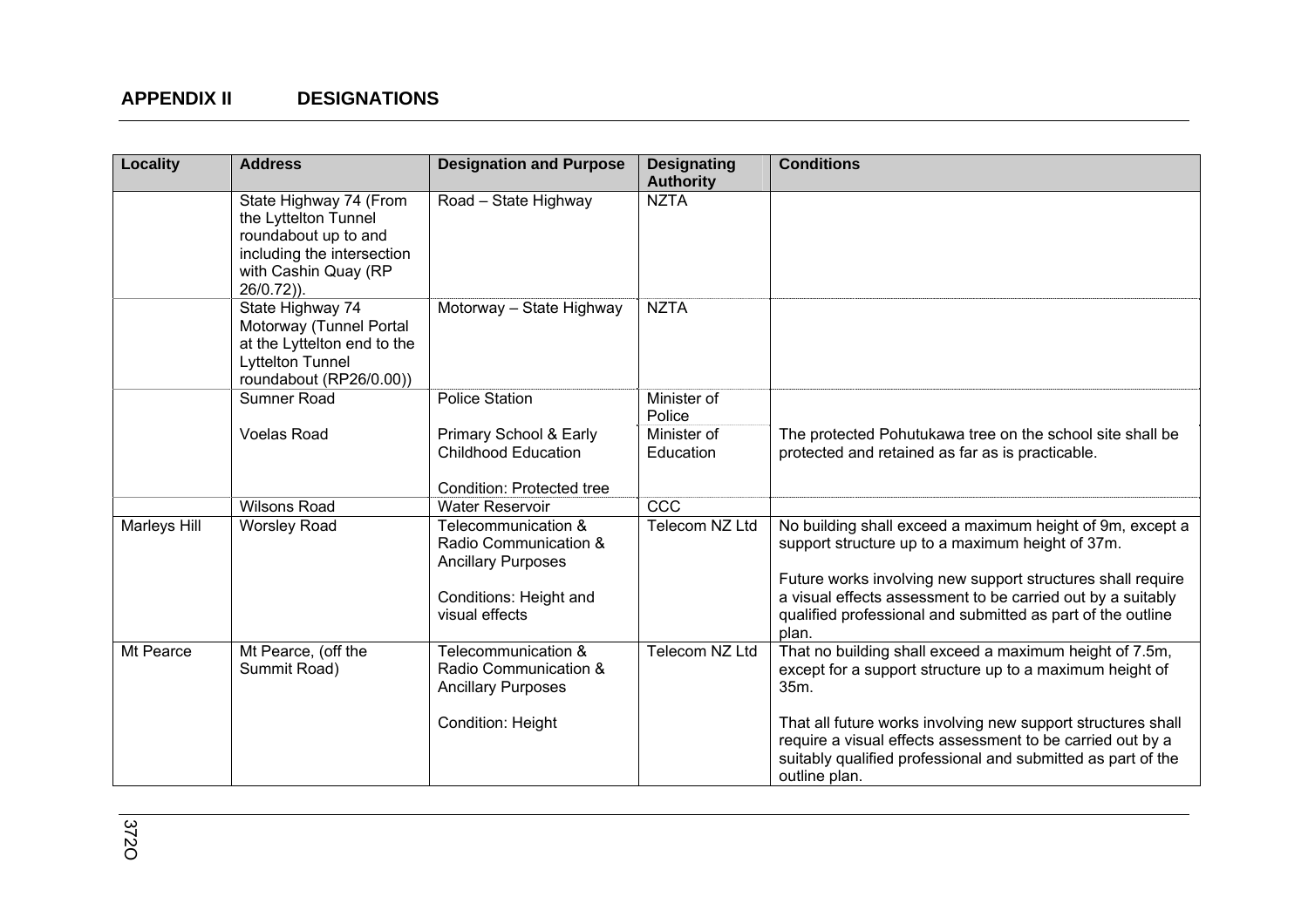## APPENDIX II DESIGNATIONS

| Locality | Address | Designation and Purpose | Designating Authority | Conditions |
|---|---|---|---|---|
| | State Highway 74 (From the Lyttelton Tunnel roundabout up to and including the intersection with Cashin Quay (RP 26/0.72)). | Road – State Highway | NZTA | |
| | State Highway 74 Motorway (Tunnel Portal at the Lyttelton end to the Lyttelton Tunnel roundabout (RP26/0.00)) | Motorway – State Highway | NZTA | |
| | Sumner Road | Police Station | Minister of Police | |
| | Voelas Road | Primary School & Early Childhood Education<br><br>Condition: Protected tree | Minister of Education | The protected Pohutukawa tree on the school site shall be protected and retained as far as is practicable. |
| | Wilsons Road | Water Reservoir | CCC | |
| Marleys Hill | Worsley Road | Telecommunication & Radio Communication & Ancillary Purposes<br><br>Conditions: Height and visual effects | Telecom NZ Ltd | No building shall exceed a maximum height of 9m, except a support structure up to a maximum height of 37m.<br><br>Future works involving new support structures shall require a visual effects assessment to be carried out by a suitably qualified professional and submitted as part of the outline plan. |
| Mt Pearce | Mt Pearce, (off the Summit Road) | Telecommunication & Radio Communication & Ancillary Purposes<br><br>Condition: Height | Telecom NZ Ltd | That no building shall exceed a maximum height of 7.5m, except for a support structure up to a maximum height of 35m.<br><br>That all future works involving new support structures shall require a visual effects assessment to be carried out by a suitably qualified professional and submitted as part of the outline plan. |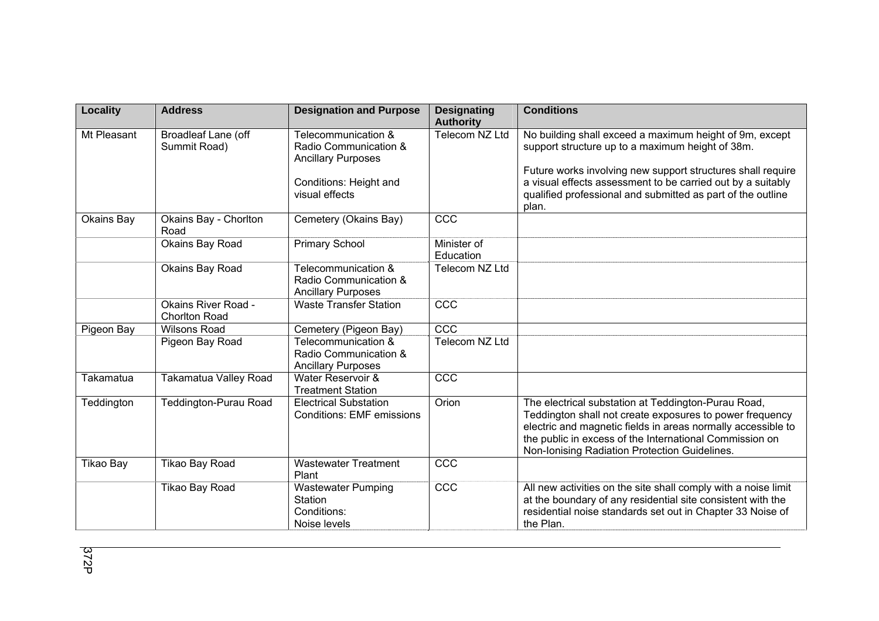| Locality | Address | Designation and Purpose | Designating Authority | Conditions |
|---|---|---|---|---|
| Mt Pleasant | Broadleaf Lane (off Summit Road) | Telecommunication & Radio Communication & Ancillary Purposes<br><br>Conditions: Height and visual effects | Telecom NZ Ltd | No building shall exceed a maximum height of 9m, except support structure up to a maximum height of 38m.<br><br>Future works involving new support structures shall require a visual effects assessment to be carried out by a suitably qualified professional and submitted as part of the outline plan. |
| Okains Bay | Okains Bay - Chorlton Road | Cemetery (Okains Bay) | CCC | |
| | Okains Bay Road | Primary School | Minister of Education | |
| | Okains Bay Road | Telecommunication & Radio Communication & Ancillary Purposes | Telecom NZ Ltd | |
| | Okains River Road - Chorlton Road | Waste Transfer Station | CCC | |
| Pigeon Bay | Wilsons Road | Cemetery (Pigeon Bay) | CCC | |
| | Pigeon Bay Road | Telecommunication & Radio Communication & Ancillary Purposes | Telecom NZ Ltd | |
| Takamatua | Takamatua Valley Road | Water Reservoir & Treatment Station | CCC | |
| Teddington | Teddington-Purau Road | Electrical Substation<br>Conditions: EMF emissions | Orion | The electrical substation at Teddington-Purau Road, Teddington shall not create exposures to power frequency electric and magnetic fields in areas normally accessible to the public in excess of the International Commission on Non-Ionising Radiation Protection Guidelines. |
| Tikao Bay | Tikao Bay Road | Wastewater Treatment Plant | CCC | |
| | Tikao Bay Road | Wastewater Pumping Station<br>Conditions:<br>Noise levels | CCC | All new activities on the site shall comply with a noise limit at the boundary of any residential site consistent with the residential noise standards set out in Chapter 33 Noise of the Plan. |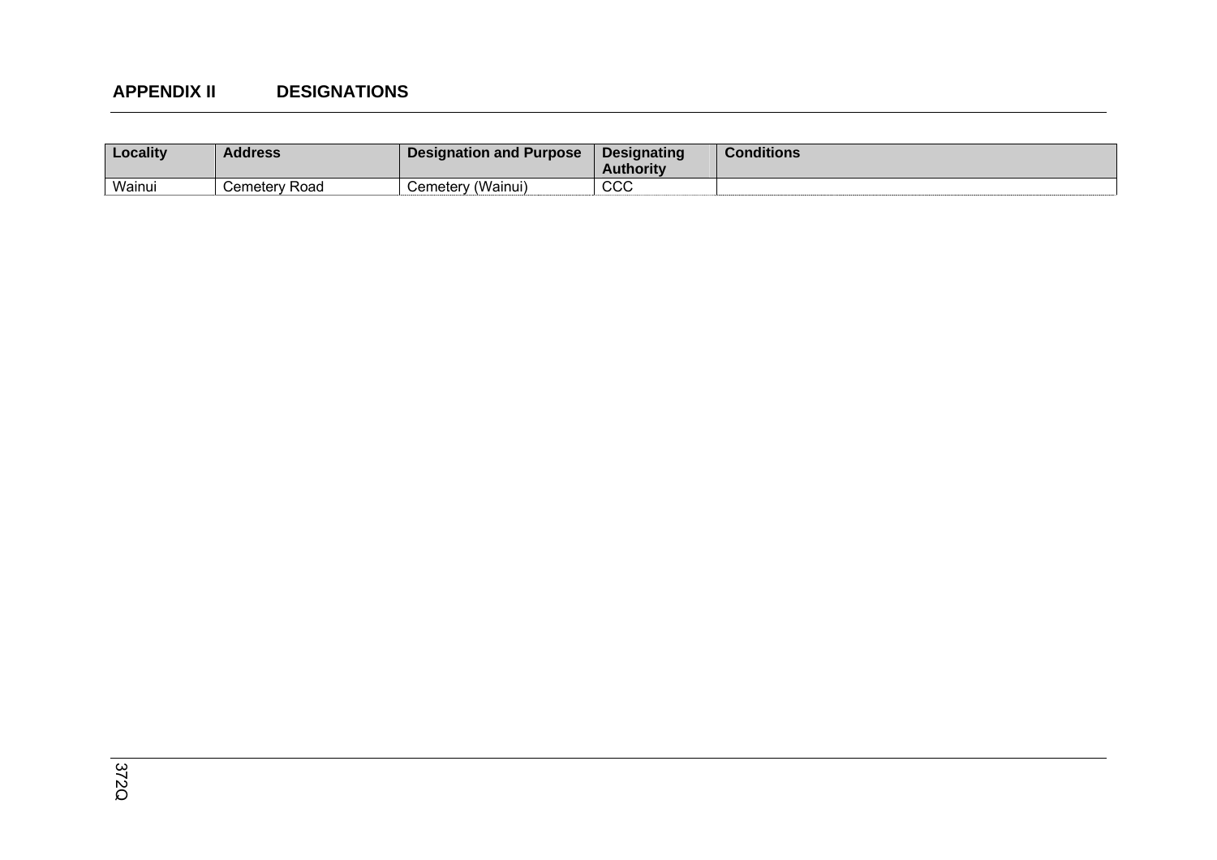## APPENDIX II DESIGNATIONS

| Locality | Address | Designation and Purpose | Designating Authority | Conditions |
|---|---|---|---|---|
| Wainui | Cemetery Road | Cemetery (Wainui) | CCC | |